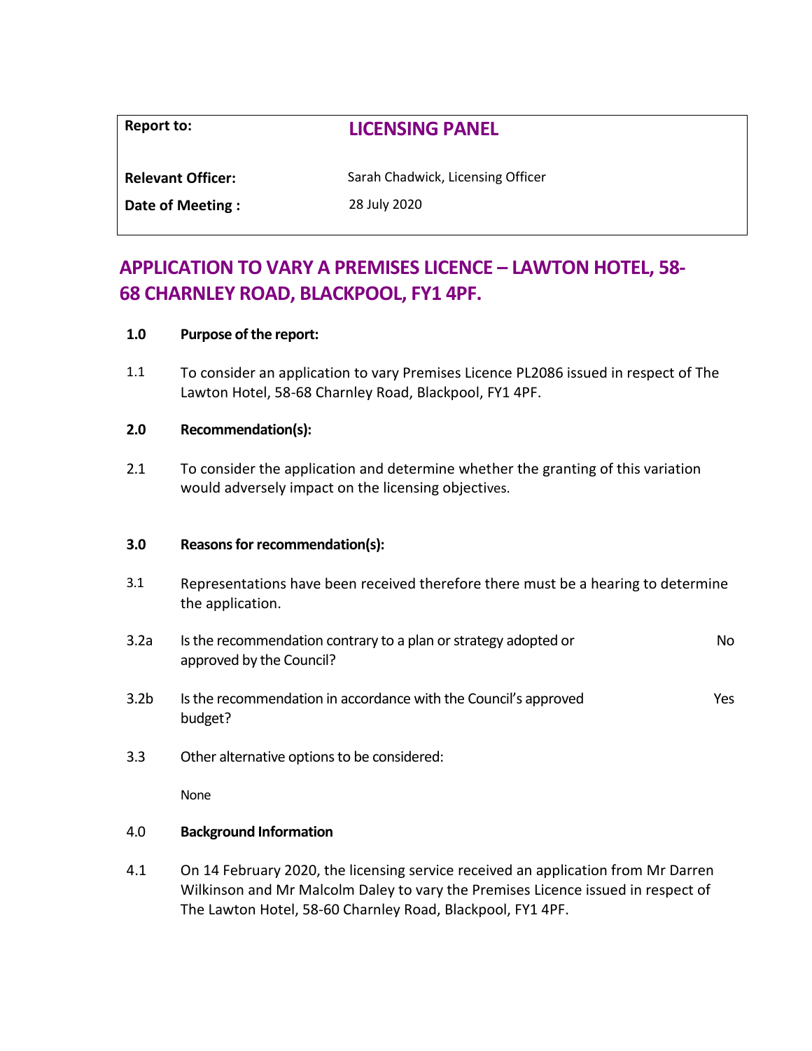| | |
|---|---|
| **Report to:** | **LICENSING PANEL** |
| **Relevant Officer:** | Sarah Chadwick, Licensing Officer |
| **Date of Meeting :** | 28 July 2020 |

# APPLICATION TO VARY A PREMISES LICENCE – LAWTON HOTEL, 58-68 CHARNLEY ROAD, BLACKPOOL, FY1 4PF.

**1.0 Purpose of the report:**

1.1 To consider an application to vary Premises Licence PL2086 issued in respect of The Lawton Hotel, 58-68 Charnley Road, Blackpool, FY1 4PF.

**2.0 Recommendation(s):**

2.1 To consider the application and determine whether the granting of this variation would adversely impact on the licensing objectives.

**3.0 Reasons for recommendation(s):**

3.1 Representations have been received therefore there must be a hearing to determine the application.

| | | |
|---|---|---|
| 3.2a | Is the recommendation contrary to a plan or strategy adopted or approved by the Council? | No |
| 3.2b | Is the recommendation in accordance with the Council's approved budget? | Yes |

3.3 Other alternative options to be considered:

None

4.0 **Background Information**

4.1 On 14 February 2020, the licensing service received an application from Mr Darren Wilkinson and Mr Malcolm Daley to vary the Premises Licence issued in respect of The Lawton Hotel, 58-60 Charnley Road, Blackpool, FY1 4PF.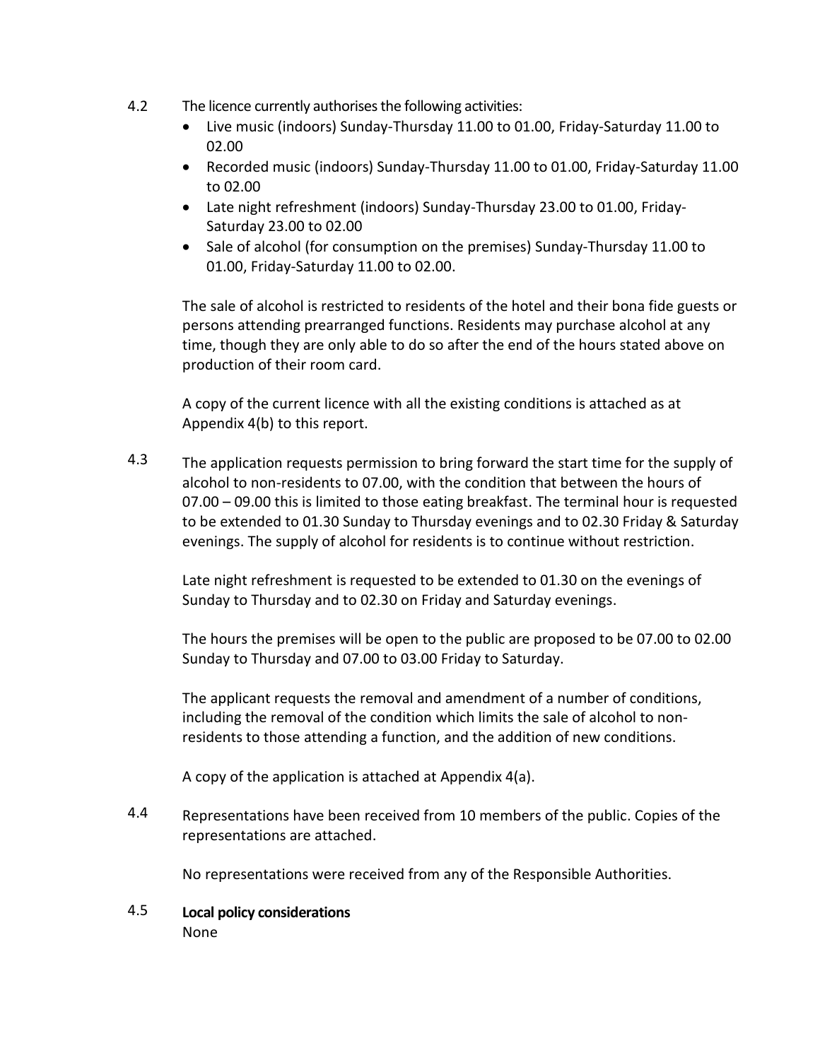4.2 The licence currently authorises the following activities:

- Live music (indoors) Sunday-Thursday 11.00 to 01.00, Friday-Saturday 11.00 to 02.00
- Recorded music (indoors) Sunday-Thursday 11.00 to 01.00, Friday-Saturday 11.00 to 02.00
- Late night refreshment (indoors) Sunday-Thursday 23.00 to 01.00, Friday-Saturday 23.00 to 02.00
- Sale of alcohol (for consumption on the premises) Sunday-Thursday 11.00 to 01.00, Friday-Saturday 11.00 to 02.00.

The sale of alcohol is restricted to residents of the hotel and their bona fide guests or persons attending prearranged functions. Residents may purchase alcohol at any time, though they are only able to do so after the end of the hours stated above on production of their room card.

A copy of the current licence with all the existing conditions is attached as at Appendix 4(b) to this report.

4.3 The application requests permission to bring forward the start time for the supply of alcohol to non-residents to 07.00, with the condition that between the hours of 07.00 – 09.00 this is limited to those eating breakfast. The terminal hour is requested to be extended to 01.30 Sunday to Thursday evenings and to 02.30 Friday & Saturday evenings. The supply of alcohol for residents is to continue without restriction.

Late night refreshment is requested to be extended to 01.30 on the evenings of Sunday to Thursday and to 02.30 on Friday and Saturday evenings.

The hours the premises will be open to the public are proposed to be 07.00 to 02.00 Sunday to Thursday and 07.00 to 03.00 Friday to Saturday.

The applicant requests the removal and amendment of a number of conditions, including the removal of the condition which limits the sale of alcohol to non-residents to those attending a function, and the addition of new conditions.

A copy of the application is attached at Appendix 4(a).

4.4 Representations have been received from 10 members of the public. Copies of the representations are attached.

No representations were received from any of the Responsible Authorities.

4.5 **Local policy considerations**

None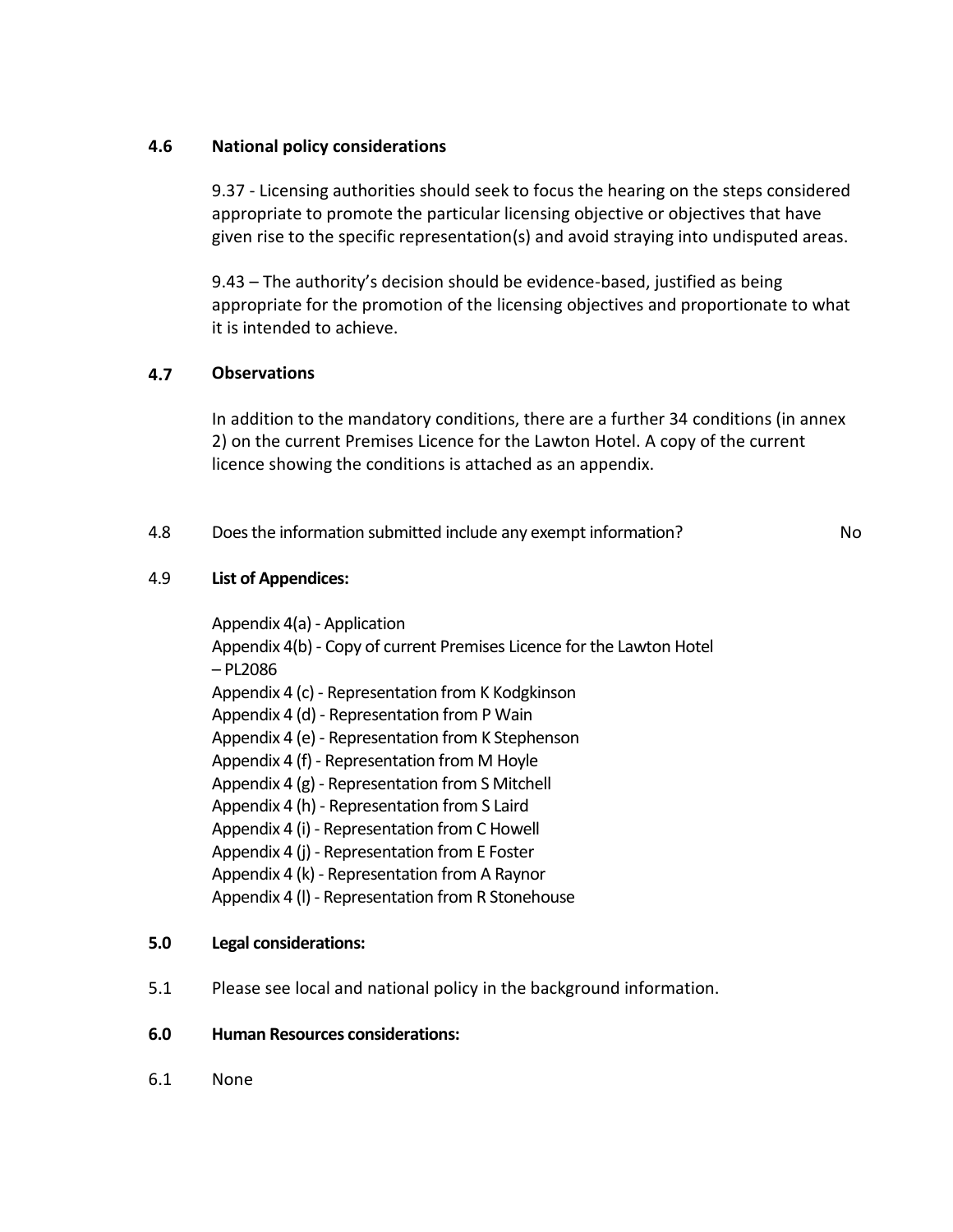**4.6 National policy considerations**

9.37 - Licensing authorities should seek to focus the hearing on the steps considered appropriate to promote the particular licensing objective or objectives that have given rise to the specific representation(s) and avoid straying into undisputed areas.

9.43 – The authority's decision should be evidence-based, justified as being appropriate for the promotion of the licensing objectives and proportionate to what it is intended to achieve.

**4.7 Observations**

In addition to the mandatory conditions, there are a further 34 conditions (in annex 2) on the current Premises Licence for the Lawton Hotel. A copy of the current licence showing the conditions is attached as an appendix.

4.8 Does the information submitted include any exempt information? No

4.9 **List of Appendices:**

Appendix 4(a) - Application
Appendix 4(b) - Copy of current Premises Licence for the Lawton Hotel – PL2086
Appendix 4 (c) - Representation from K Kodgkinson
Appendix 4 (d) - Representation from P Wain
Appendix 4 (e) - Representation from K Stephenson
Appendix 4 (f) - Representation from M Hoyle
Appendix 4 (g) - Representation from S Mitchell
Appendix 4 (h) - Representation from S Laird
Appendix 4 (i) - Representation from C Howell
Appendix 4 (j) - Representation from E Foster
Appendix 4 (k) - Representation from A Raynor
Appendix 4 (l) - Representation from R Stonehouse

**5.0 Legal considerations:**

5.1 Please see local and national policy in the background information.

**6.0 Human Resources considerations:**

6.1 None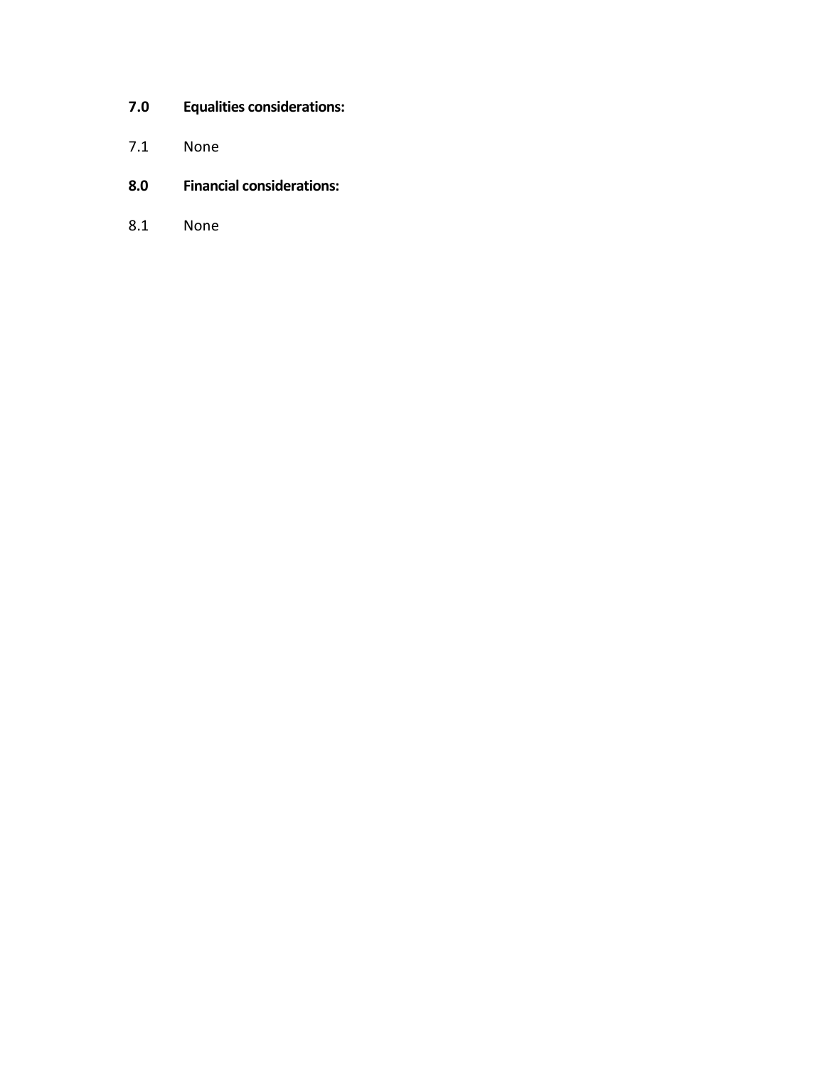## 7.0 Equalities considerations:

7.1 None

## 8.0 Financial considerations:

8.1 None